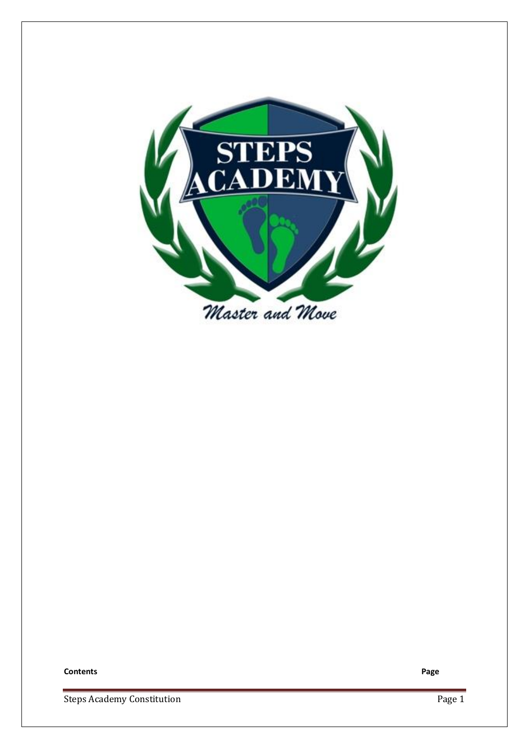**Contents** **Page**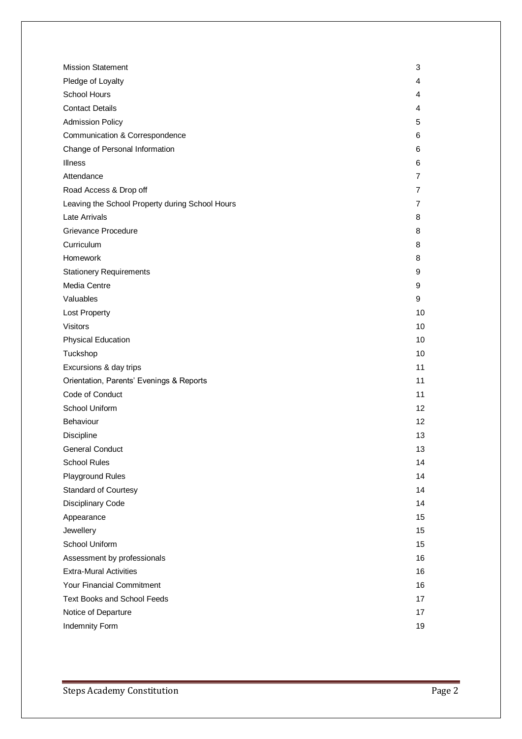| | |
|---|---|
| Mission Statement | 3 |
| Pledge of Loyalty | 4 |
| School Hours | 4 |
| Contact Details | 4 |
| Admission Policy | 5 |
| Communication & Correspondence | 6 |
| Change of Personal Information | 6 |
| Illness | 6 |
| Attendance | 7 |
| Road Access & Drop off | 7 |
| Leaving the School Property during School Hours | 7 |
| Late Arrivals | 8 |
| Grievance Procedure | 8 |
| Curriculum | 8 |
| Homework | 8 |
| Stationery Requirements | 9 |
| Media Centre | 9 |
| Valuables | 9 |
| Lost Property | 10 |
| Visitors | 10 |
| Physical Education | 10 |
| Tuckshop | 10 |
| Excursions & day trips | 11 |
| Orientation, Parents' Evenings & Reports | 11 |
| Code of Conduct | 11 |
| School Uniform | 12 |
| Behaviour | 12 |
| Discipline | 13 |
| General Conduct | 13 |
| School Rules | 14 |
| Playground Rules | 14 |
| Standard of Courtesy | 14 |
| Disciplinary Code | 14 |
| Appearance | 15 |
| Jewellery | 15 |
| School Uniform | 15 |
| Assessment by professionals | 16 |
| Extra-Mural Activities | 16 |
| Your Financial Commitment | 16 |
| Text Books and School Feeds | 17 |
| Notice of Departure | 17 |
| Indemnity Form | 19 |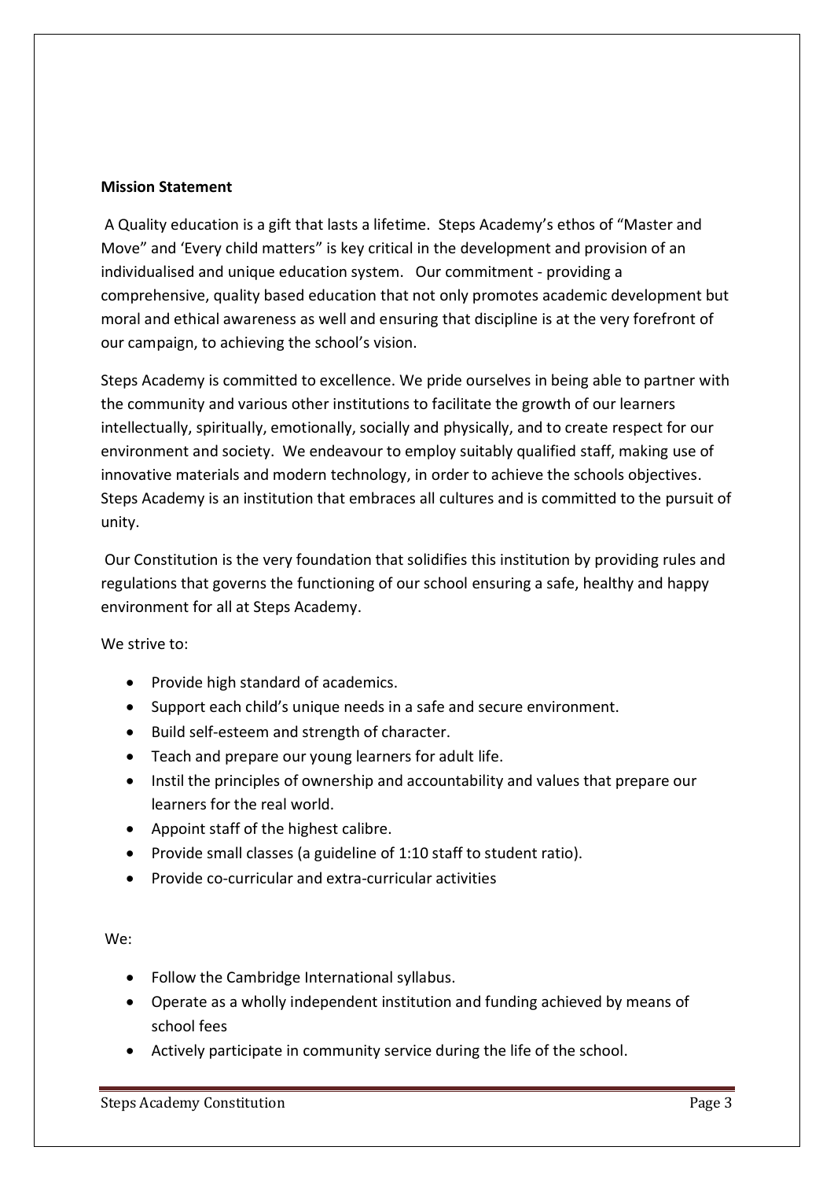**Mission Statement**

A Quality education is a gift that lasts a lifetime. Steps Academy's ethos of "Master and Move" and 'Every child matters" is key critical in the development and provision of an individualised and unique education system. Our commitment - providing a comprehensive, quality based education that not only promotes academic development but moral and ethical awareness as well and ensuring that discipline is at the very forefront of our campaign, to achieving the school's vision.

Steps Academy is committed to excellence. We pride ourselves in being able to partner with the community and various other institutions to facilitate the growth of our learners intellectually, spiritually, emotionally, socially and physically, and to create respect for our environment and society. We endeavour to employ suitably qualified staff, making use of innovative materials and modern technology, in order to achieve the schools objectives. Steps Academy is an institution that embraces all cultures and is committed to the pursuit of unity.

Our Constitution is the very foundation that solidifies this institution by providing rules and regulations that governs the functioning of our school ensuring a safe, healthy and happy environment for all at Steps Academy.

We strive to:

- Provide high standard of academics.
- Support each child's unique needs in a safe and secure environment.
- Build self-esteem and strength of character.
- Teach and prepare our young learners for adult life.
- Instil the principles of ownership and accountability and values that prepare our learners for the real world.
- Appoint staff of the highest calibre.
- Provide small classes (a guideline of 1:10 staff to student ratio).
- Provide co-curricular and extra-curricular activities

We:

- Follow the Cambridge International syllabus.
- Operate as a wholly independent institution and funding achieved by means of school fees
- Actively participate in community service during the life of the school.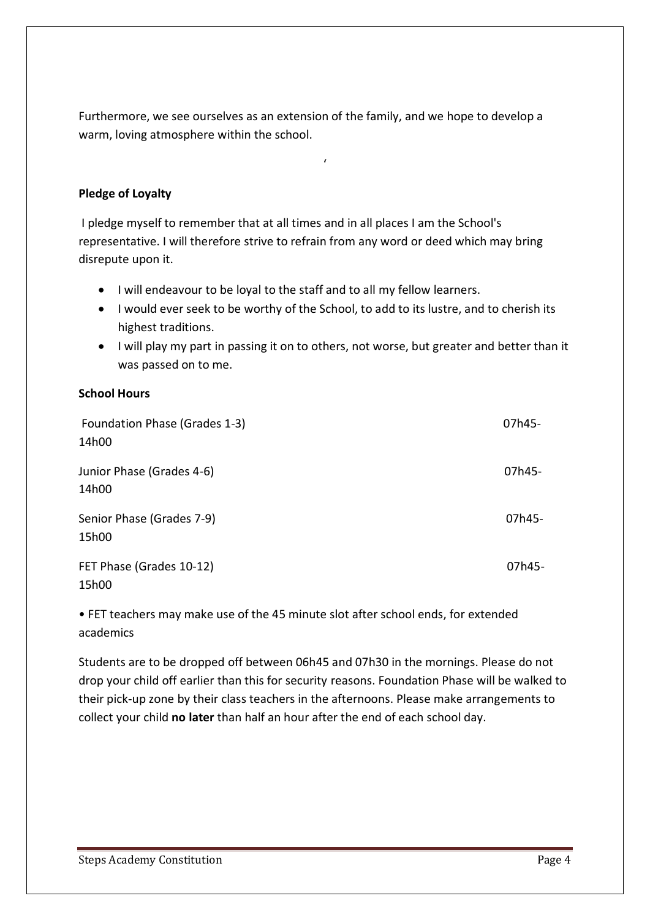Furthermore, we see ourselves as an extension of the family, and we hope to develop a warm, loving atmosphere within the school.

**Pledge of Loyalty**

I pledge myself to remember that at all times and in all places I am the School's representative. I will therefore strive to refrain from any word or deed which may bring disrepute upon it.

- I will endeavour to be loyal to the staff and to all my fellow learners.
- I would ever seek to be worthy of the School, to add to its lustre, and to cherish its highest traditions.
- I will play my part in passing it on to others, not worse, but greater and better than it was passed on to me.

**School Hours**

| | |
|---|---|
| Foundation Phase (Grades 1-3) | 07h45-14h00 |
| Junior Phase (Grades 4-6) | 07h45-14h00 |
| Senior Phase (Grades 7-9) | 07h45-15h00 |
| FET Phase (Grades 10-12) | 07h45-15h00 |

• FET teachers may make use of the 45 minute slot after school ends, for extended academics

Students are to be dropped off between 06h45 and 07h30 in the mornings. Please do not drop your child off earlier than this for security reasons. Foundation Phase will be walked to their pick-up zone by their class teachers in the afternoons. Please make arrangements to collect your child **no later** than half an hour after the end of each school day.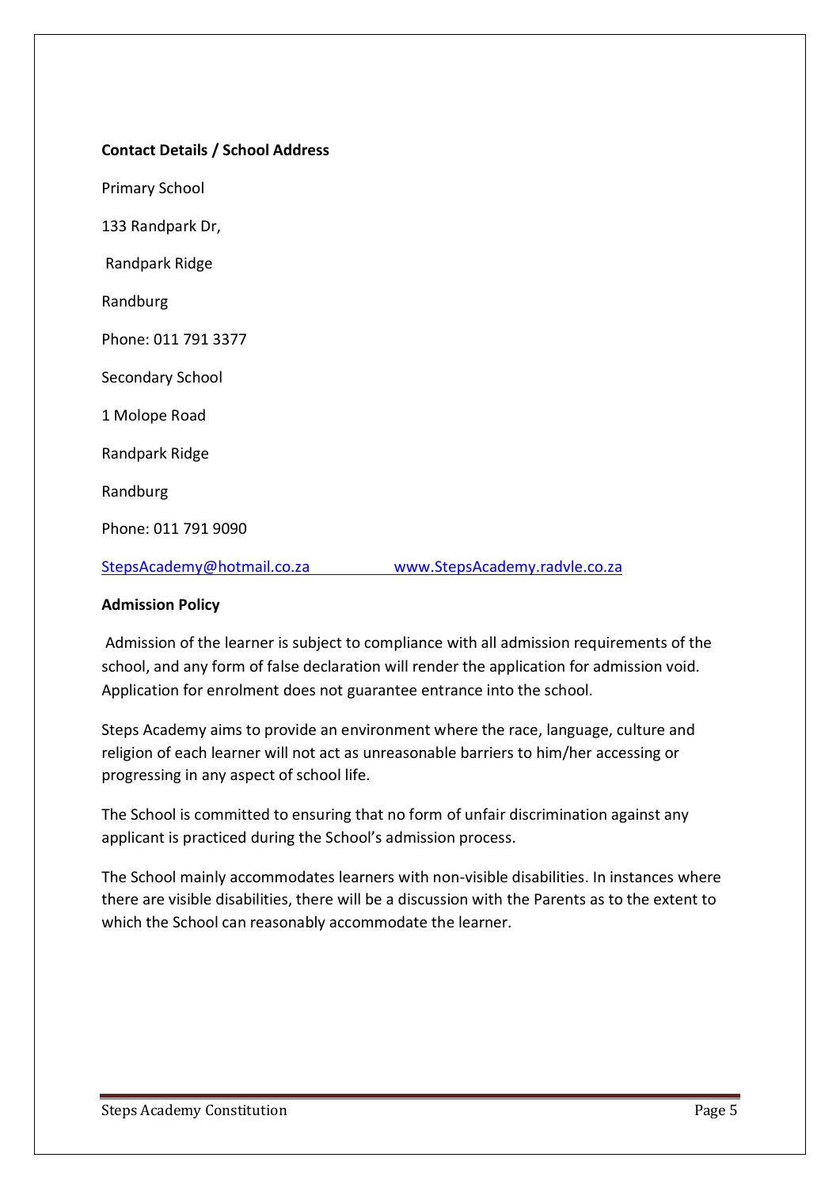**Contact Details / School Address**

Primary School

133 Randpark Dr,

Randpark Ridge

Randburg

Phone: 011 791 3377

Secondary School

1 Molope Road

Randpark Ridge

Randburg

Phone: 011 791 9090

StepsAcademy@hotmail.co.za www.StepsAcademy.radvle.co.za

**Admission Policy**

Admission of the learner is subject to compliance with all admission requirements of the school, and any form of false declaration will render the application for admission void. Application for enrolment does not guarantee entrance into the school.

Steps Academy aims to provide an environment where the race, language, culture and religion of each learner will not act as unreasonable barriers to him/her accessing or progressing in any aspect of school life.

The School is committed to ensuring that no form of unfair discrimination against any applicant is practiced during the School's admission process.

The School mainly accommodates learners with non-visible disabilities. In instances where there are visible disabilities, there will be a discussion with the Parents as to the extent to which the School can reasonably accommodate the learner.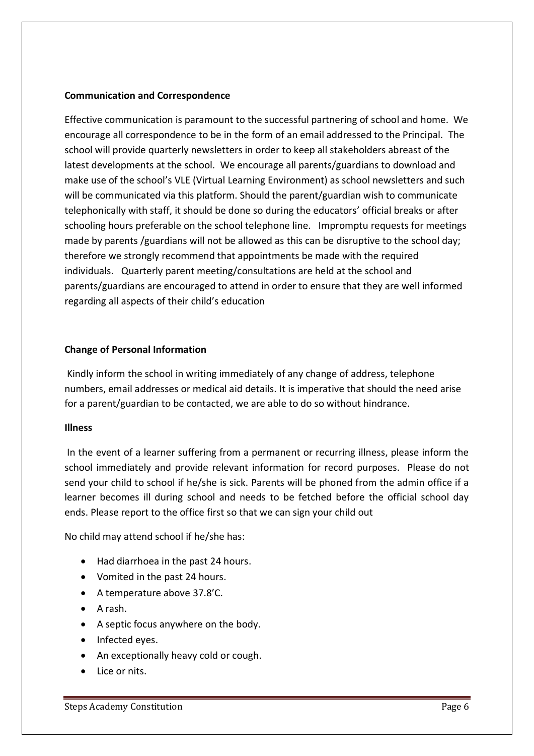**Communication and Correspondence**

Effective communication is paramount to the successful partnering of school and home. We encourage all correspondence to be in the form of an email addressed to the Principal. The school will provide quarterly newsletters in order to keep all stakeholders abreast of the latest developments at the school. We encourage all parents/guardians to download and make use of the school's VLE (Virtual Learning Environment) as school newsletters and such will be communicated via this platform. Should the parent/guardian wish to communicate telephonically with staff, it should be done so during the educators' official breaks or after schooling hours preferable on the school telephone line. Impromptu requests for meetings made by parents /guardians will not be allowed as this can be disruptive to the school day; therefore we strongly recommend that appointments be made with the required individuals. Quarterly parent meeting/consultations are held at the school and parents/guardians are encouraged to attend in order to ensure that they are well informed regarding all aspects of their child's education

**Change of Personal Information**

Kindly inform the school in writing immediately of any change of address, telephone numbers, email addresses or medical aid details. It is imperative that should the need arise for a parent/guardian to be contacted, we are able to do so without hindrance.

**Illness**

In the event of a learner suffering from a permanent or recurring illness, please inform the school immediately and provide relevant information for record purposes. Please do not send your child to school if he/she is sick. Parents will be phoned from the admin office if a learner becomes ill during school and needs to be fetched before the official school day ends. Please report to the office first so that we can sign your child out

No child may attend school if he/she has:

- Had diarrhoea in the past 24 hours.
- Vomited in the past 24 hours.
- A temperature above 37.8'C.
- A rash.
- A septic focus anywhere on the body.
- Infected eyes.
- An exceptionally heavy cold or cough.
- Lice or nits.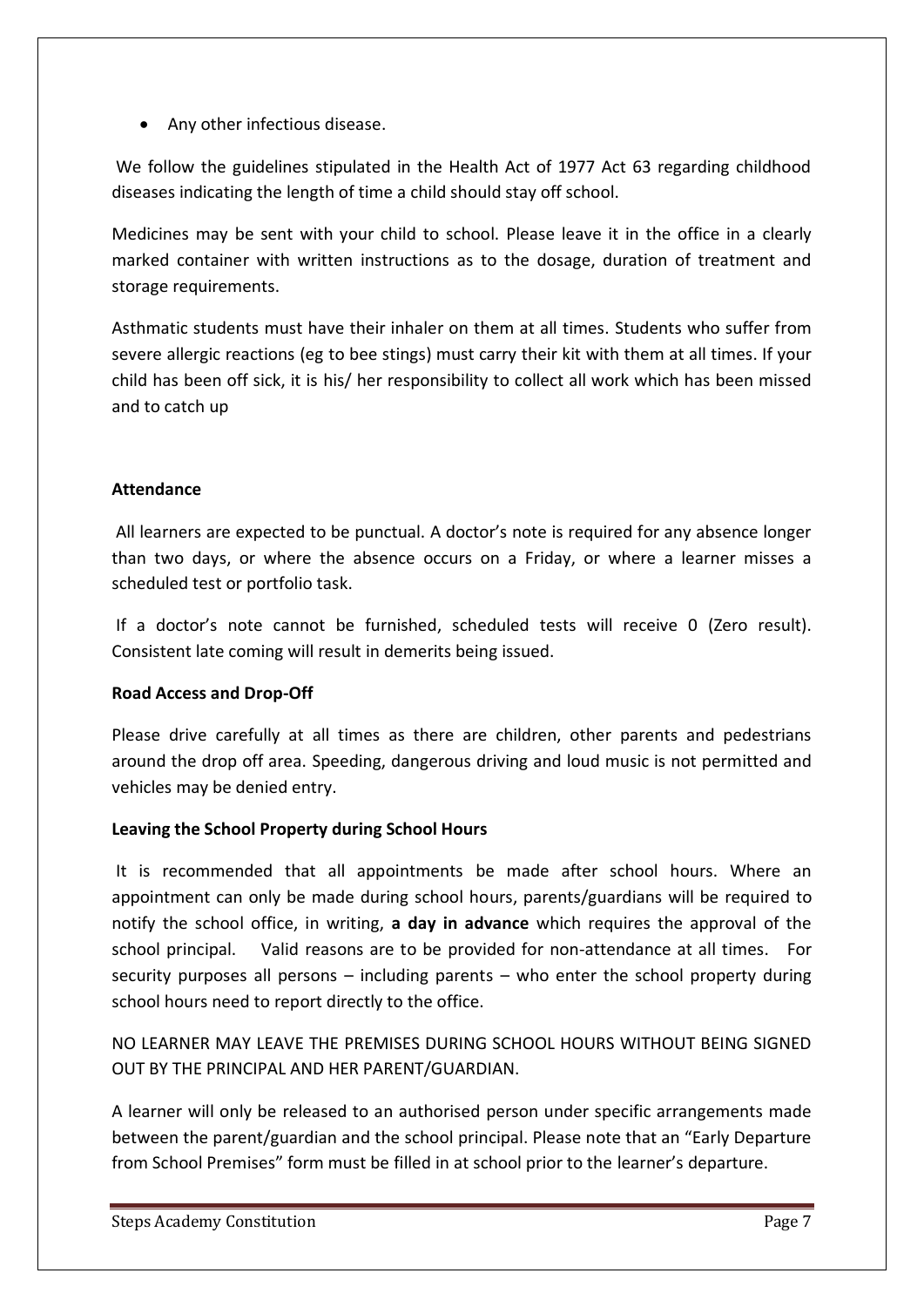- Any other infectious disease.

We follow the guidelines stipulated in the Health Act of 1977 Act 63 regarding childhood diseases indicating the length of time a child should stay off school.

Medicines may be sent with your child to school. Please leave it in the office in a clearly marked container with written instructions as to the dosage, duration of treatment and storage requirements.

Asthmatic students must have their inhaler on them at all times. Students who suffer from severe allergic reactions (eg to bee stings) must carry their kit with them at all times. If your child has been off sick, it is his/ her responsibility to collect all work which has been missed and to catch up

**Attendance**

All learners are expected to be punctual. A doctor's note is required for any absence longer than two days, or where the absence occurs on a Friday, or where a learner misses a scheduled test or portfolio task.

If a doctor's note cannot be furnished, scheduled tests will receive 0 (Zero result). Consistent late coming will result in demerits being issued.

**Road Access and Drop-Off**

Please drive carefully at all times as there are children, other parents and pedestrians around the drop off area. Speeding, dangerous driving and loud music is not permitted and vehicles may be denied entry.

**Leaving the School Property during School Hours**

It is recommended that all appointments be made after school hours. Where an appointment can only be made during school hours, parents/guardians will be required to notify the school office, in writing, **a day in advance** which requires the approval of the school principal. Valid reasons are to be provided for non-attendance at all times. For security purposes all persons – including parents – who enter the school property during school hours need to report directly to the office.

NO LEARNER MAY LEAVE THE PREMISES DURING SCHOOL HOURS WITHOUT BEING SIGNED OUT BY THE PRINCIPAL AND HER PARENT/GUARDIAN.

A learner will only be released to an authorised person under specific arrangements made between the parent/guardian and the school principal. Please note that an "Early Departure from School Premises" form must be filled in at school prior to the learner's departure.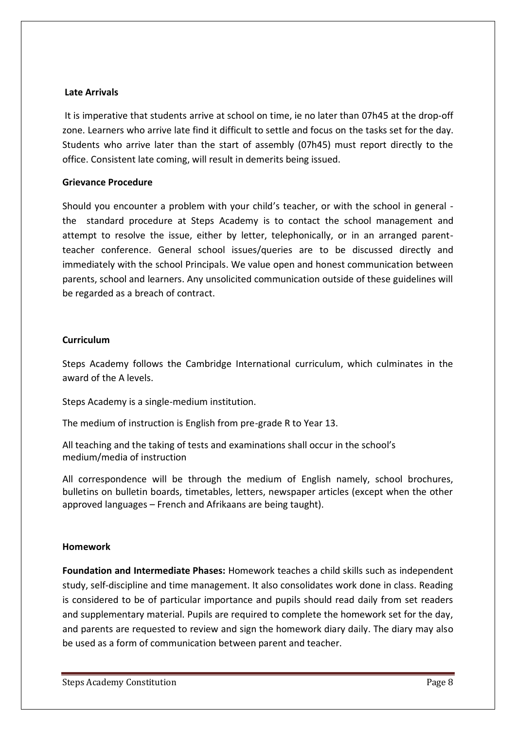**Late Arrivals**

It is imperative that students arrive at school on time, ie no later than 07h45 at the drop-off zone. Learners who arrive late find it difficult to settle and focus on the tasks set for the day. Students who arrive later than the start of assembly (07h45) must report directly to the office. Consistent late coming, will result in demerits being issued.

**Grievance Procedure**

Should you encounter a problem with your child's teacher, or with the school in general - the standard procedure at Steps Academy is to contact the school management and attempt to resolve the issue, either by letter, telephonically, or in an arranged parent-teacher conference. General school issues/queries are to be discussed directly and immediately with the school Principals. We value open and honest communication between parents, school and learners. Any unsolicited communication outside of these guidelines will be regarded as a breach of contract.

**Curriculum**

Steps Academy follows the Cambridge International curriculum, which culminates in the award of the A levels.

Steps Academy is a single-medium institution.

The medium of instruction is English from pre-grade R to Year 13.

All teaching and the taking of tests and examinations shall occur in the school's medium/media of instruction

All correspondence will be through the medium of English namely, school brochures, bulletins on bulletin boards, timetables, letters, newspaper articles (except when the other approved languages – French and Afrikaans are being taught).

**Homework**

**Foundation and Intermediate Phases:** Homework teaches a child skills such as independent study, self-discipline and time management. It also consolidates work done in class. Reading is considered to be of particular importance and pupils should read daily from set readers and supplementary material. Pupils are required to complete the homework set for the day, and parents are requested to review and sign the homework diary daily. The diary may also be used as a form of communication between parent and teacher.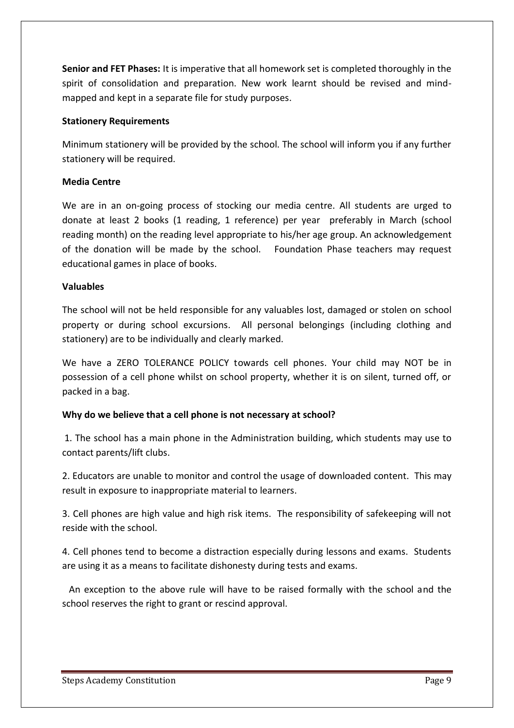**Senior and FET Phases:** It is imperative that all homework set is completed thoroughly in the spirit of consolidation and preparation. New work learnt should be revised and mind-mapped and kept in a separate file for study purposes.

**Stationery Requirements**

Minimum stationery will be provided by the school. The school will inform you if any further stationery will be required.

**Media Centre**

We are in an on-going process of stocking our media centre. All students are urged to donate at least 2 books (1 reading, 1 reference) per year preferably in March (school reading month) on the reading level appropriate to his/her age group. An acknowledgement of the donation will be made by the school. Foundation Phase teachers may request educational games in place of books.

**Valuables**

The school will not be held responsible for any valuables lost, damaged or stolen on school property or during school excursions. All personal belongings (including clothing and stationery) are to be individually and clearly marked.

We have a ZERO TOLERANCE POLICY towards cell phones. Your child may NOT be in possession of a cell phone whilst on school property, whether it is on silent, turned off, or packed in a bag.

**Why do we believe that a cell phone is not necessary at school?**

1. The school has a main phone in the Administration building, which students may use to contact parents/lift clubs.

2. Educators are unable to monitor and control the usage of downloaded content. This may result in exposure to inappropriate material to learners.

3. Cell phones are high value and high risk items. The responsibility of safekeeping will not reside with the school.

4. Cell phones tend to become a distraction especially during lessons and exams. Students are using it as a means to facilitate dishonesty during tests and exams.

An exception to the above rule will have to be raised formally with the school and the school reserves the right to grant or rescind approval.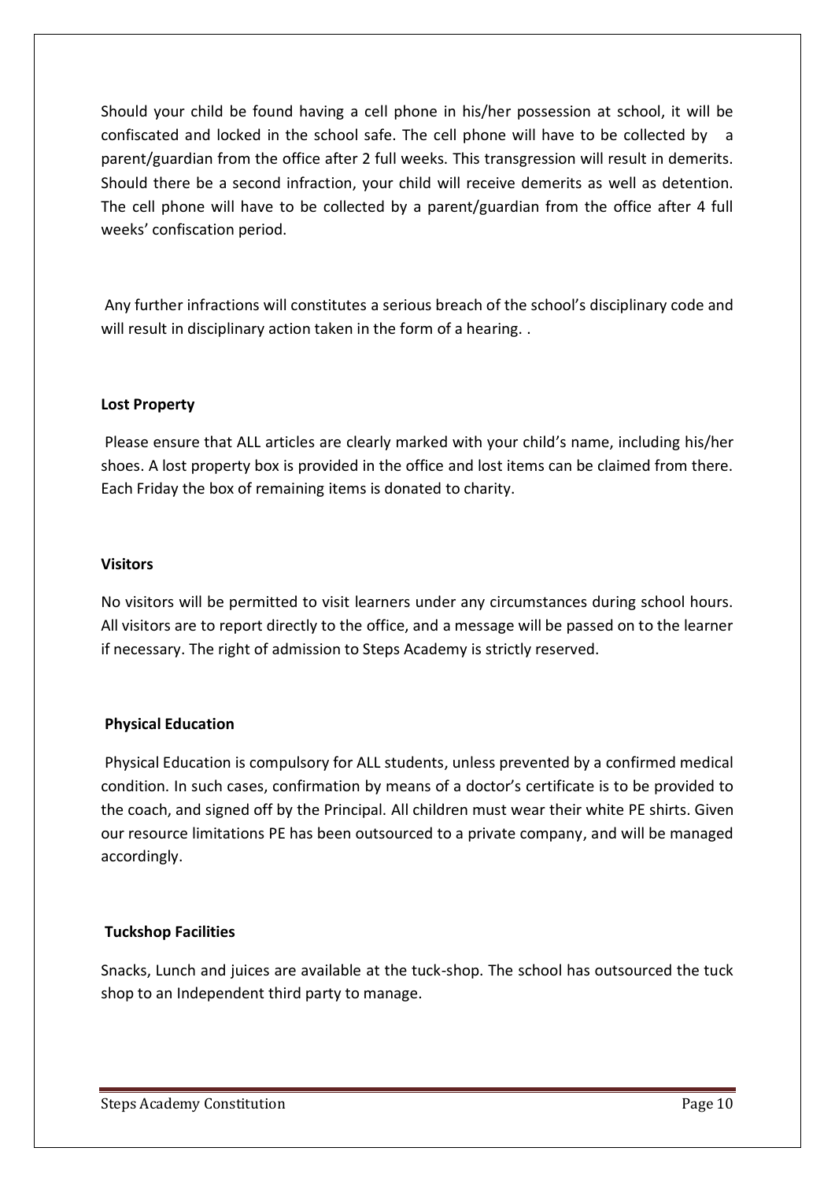Should your child be found having a cell phone in his/her possession at school, it will be confiscated and locked in the school safe. The cell phone will have to be collected by a parent/guardian from the office after 2 full weeks. This transgression will result in demerits. Should there be a second infraction, your child will receive demerits as well as detention. The cell phone will have to be collected by a parent/guardian from the office after 4 full weeks' confiscation period.

Any further infractions will constitutes a serious breach of the school's disciplinary code and will result in disciplinary action taken in the form of a hearing. .

**Lost Property**

Please ensure that ALL articles are clearly marked with your child's name, including his/her shoes. A lost property box is provided in the office and lost items can be claimed from there. Each Friday the box of remaining items is donated to charity.

**Visitors**

No visitors will be permitted to visit learners under any circumstances during school hours. All visitors are to report directly to the office, and a message will be passed on to the learner if necessary. The right of admission to Steps Academy is strictly reserved.

**Physical Education**

Physical Education is compulsory for ALL students, unless prevented by a confirmed medical condition. In such cases, confirmation by means of a doctor's certificate is to be provided to the coach, and signed off by the Principal. All children must wear their white PE shirts. Given our resource limitations PE has been outsourced to a private company, and will be managed accordingly.

**Tuckshop Facilities**

Snacks, Lunch and juices are available at the tuck-shop. The school has outsourced the tuck shop to an Independent third party to manage.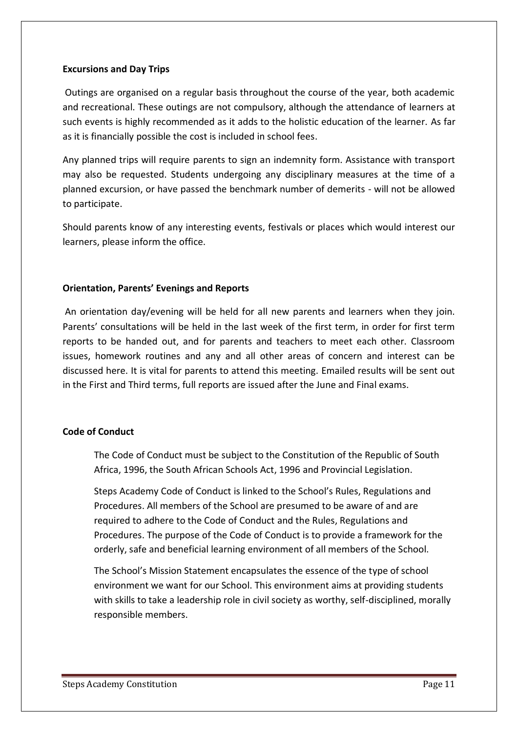**Excursions and Day Trips**

Outings are organised on a regular basis throughout the course of the year, both academic and recreational. These outings are not compulsory, although the attendance of learners at such events is highly recommended as it adds to the holistic education of the learner. As far as it is financially possible the cost is included in school fees.

Any planned trips will require parents to sign an indemnity form. Assistance with transport may also be requested. Students undergoing any disciplinary measures at the time of a planned excursion, or have passed the benchmark number of demerits - will not be allowed to participate.

Should parents know of any interesting events, festivals or places which would interest our learners, please inform the office.

**Orientation, Parents' Evenings and Reports**

An orientation day/evening will be held for all new parents and learners when they join. Parents' consultations will be held in the last week of the first term, in order for first term reports to be handed out, and for parents and teachers to meet each other. Classroom issues, homework routines and any and all other areas of concern and interest can be discussed here. It is vital for parents to attend this meeting. Emailed results will be sent out in the First and Third terms, full reports are issued after the June and Final exams.

**Code of Conduct**

The Code of Conduct must be subject to the Constitution of the Republic of South Africa, 1996, the South African Schools Act, 1996 and Provincial Legislation.

Steps Academy Code of Conduct is linked to the School's Rules, Regulations and Procedures. All members of the School are presumed to be aware of and are required to adhere to the Code of Conduct and the Rules, Regulations and Procedures. The purpose of the Code of Conduct is to provide a framework for the orderly, safe and beneficial learning environment of all members of the School.

The School's Mission Statement encapsulates the essence of the type of school environment we want for our School. This environment aims at providing students with skills to take a leadership role in civil society as worthy, self-disciplined, morally responsible members.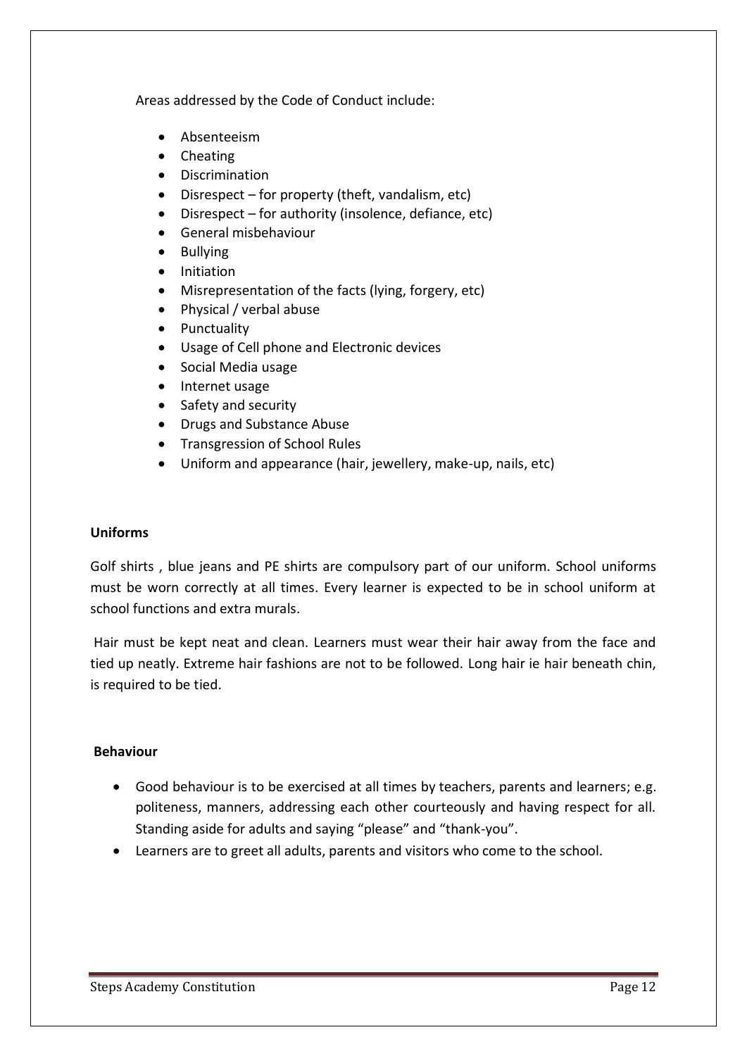Areas addressed by the Code of Conduct include:

- Absenteeism
- Cheating
- Discrimination
- Disrespect – for property (theft, vandalism, etc)
- Disrespect – for authority (insolence, defiance, etc)
- General misbehaviour
- Bullying
- Initiation
- Misrepresentation of the facts (lying, forgery, etc)
- Physical / verbal abuse
- Punctuality
- Usage of Cell phone and Electronic devices
- Social Media usage
- Internet usage
- Safety and security
- Drugs and Substance Abuse
- Transgression of School Rules
- Uniform and appearance (hair, jewellery, make-up, nails, etc)

**Uniforms**

Golf shirts , blue jeans and PE shirts are compulsory part of our uniform. School uniforms must be worn correctly at all times. Every learner is expected to be in school uniform at school functions and extra murals.

Hair must be kept neat and clean. Learners must wear their hair away from the face and tied up neatly. Extreme hair fashions are not to be followed. Long hair ie hair beneath chin, is required to be tied.

**Behaviour**

- Good behaviour is to be exercised at all times by teachers, parents and learners; e.g. politeness, manners, addressing each other courteously and having respect for all. Standing aside for adults and saying "please" and "thank-you".
- Learners are to greet all adults, parents and visitors who come to the school.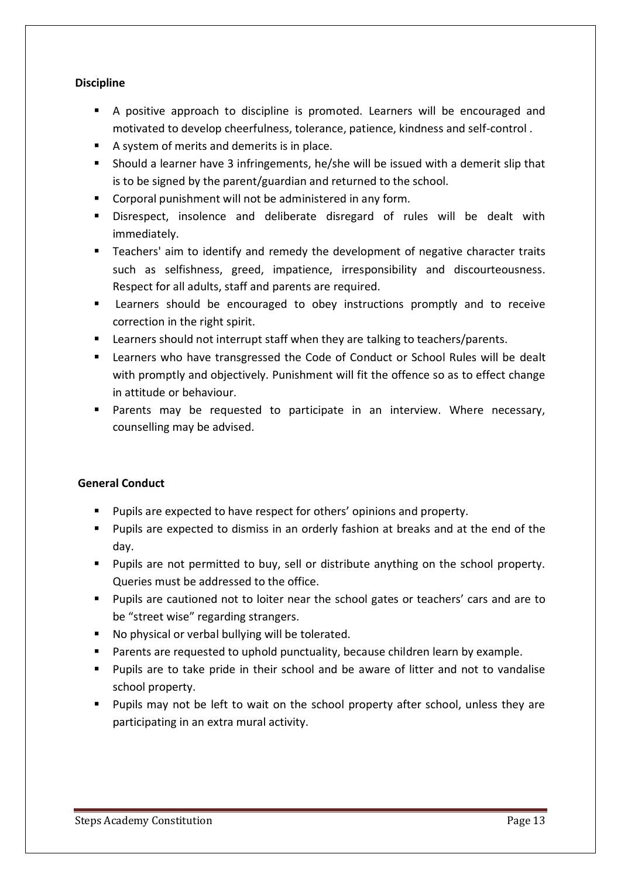### Discipline

- A positive approach to discipline is promoted. Learners will be encouraged and motivated to develop cheerfulness, tolerance, patience, kindness and self-control .
- A system of merits and demerits is in place.
- Should a learner have 3 infringements, he/she will be issued with a demerit slip that is to be signed by the parent/guardian and returned to the school.
- Corporal punishment will not be administered in any form.
- Disrespect, insolence and deliberate disregard of rules will be dealt with immediately.
- Teachers' aim to identify and remedy the development of negative character traits such as selfishness, greed, impatience, irresponsibility and discourteousness. Respect for all adults, staff and parents are required.
- Learners should be encouraged to obey instructions promptly and to receive correction in the right spirit.
- Learners should not interrupt staff when they are talking to teachers/parents.
- Learners who have transgressed the Code of Conduct or School Rules will be dealt with promptly and objectively. Punishment will fit the offence so as to effect change in attitude or behaviour.
- Parents may be requested to participate in an interview. Where necessary, counselling may be advised.

### General Conduct

- Pupils are expected to have respect for others' opinions and property.
- Pupils are expected to dismiss in an orderly fashion at breaks and at the end of the day.
- Pupils are not permitted to buy, sell or distribute anything on the school property. Queries must be addressed to the office.
- Pupils are cautioned not to loiter near the school gates or teachers' cars and are to be "street wise" regarding strangers.
- No physical or verbal bullying will be tolerated.
- Parents are requested to uphold punctuality, because children learn by example.
- Pupils are to take pride in their school and be aware of litter and not to vandalise school property.
- Pupils may not be left to wait on the school property after school, unless they are participating in an extra mural activity.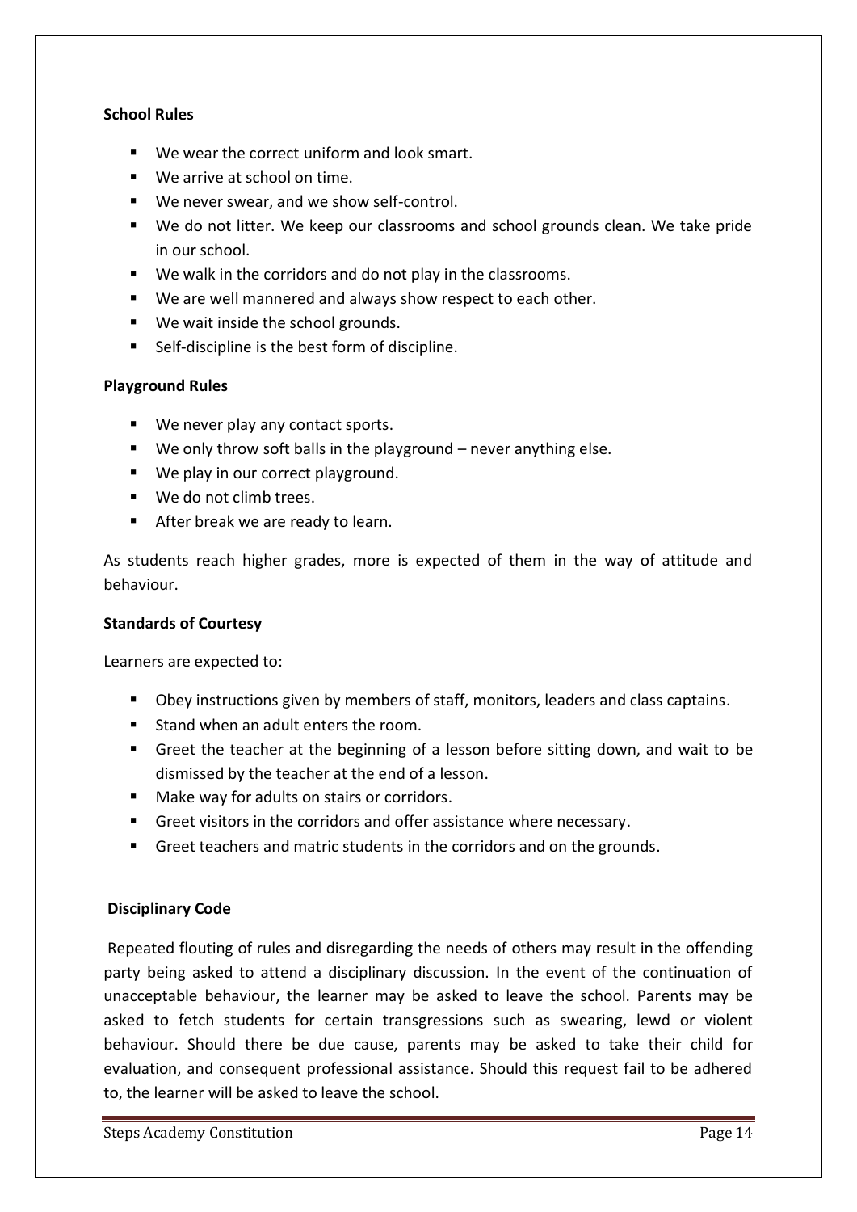**School Rules**

- We wear the correct uniform and look smart.
- We arrive at school on time.
- We never swear, and we show self-control.
- We do not litter. We keep our classrooms and school grounds clean. We take pride in our school.
- We walk in the corridors and do not play in the classrooms.
- We are well mannered and always show respect to each other.
- We wait inside the school grounds.
- Self-discipline is the best form of discipline.

**Playground Rules**

- We never play any contact sports.
- We only throw soft balls in the playground – never anything else.
- We play in our correct playground.
- We do not climb trees.
- After break we are ready to learn.

As students reach higher grades, more is expected of them in the way of attitude and behaviour.

**Standards of Courtesy**

Learners are expected to:

- Obey instructions given by members of staff, monitors, leaders and class captains.
- Stand when an adult enters the room.
- Greet the teacher at the beginning of a lesson before sitting down, and wait to be dismissed by the teacher at the end of a lesson.
- Make way for adults on stairs or corridors.
- Greet visitors in the corridors and offer assistance where necessary.
- Greet teachers and matric students in the corridors and on the grounds.

**Disciplinary Code**

Repeated flouting of rules and disregarding the needs of others may result in the offending party being asked to attend a disciplinary discussion. In the event of the continuation of unacceptable behaviour, the learner may be asked to leave the school. Parents may be asked to fetch students for certain transgressions such as swearing, lewd or violent behaviour. Should there be due cause, parents may be asked to take their child for evaluation, and consequent professional assistance. Should this request fail to be adhered to, the learner will be asked to leave the school.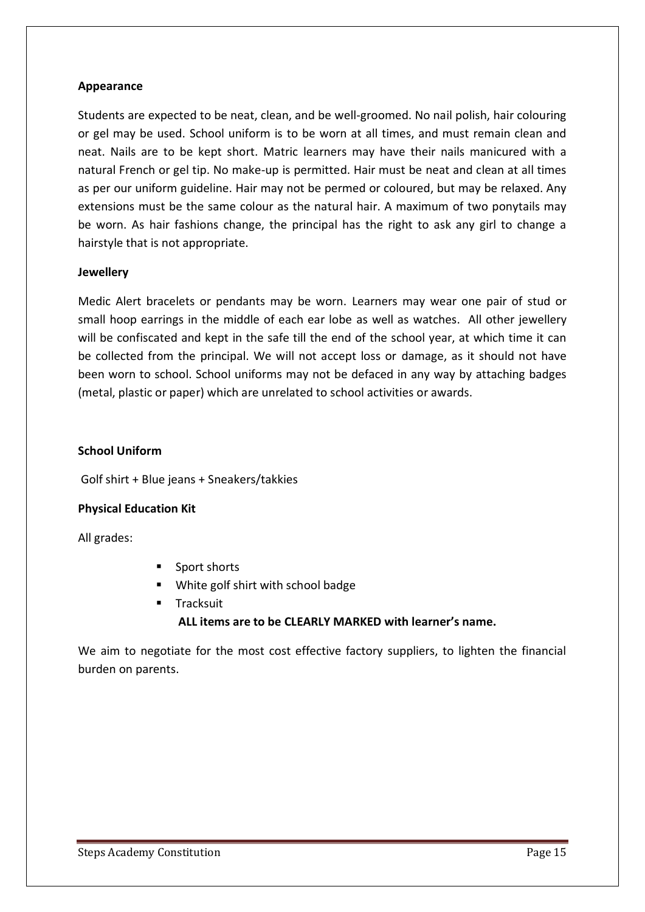**Appearance**

Students are expected to be neat, clean, and be well-groomed. No nail polish, hair colouring or gel may be used. School uniform is to be worn at all times, and must remain clean and neat. Nails are to be kept short. Matric learners may have their nails manicured with a natural French or gel tip. No make-up is permitted. Hair must be neat and clean at all times as per our uniform guideline. Hair may not be permed or coloured, but may be relaxed. Any extensions must be the same colour as the natural hair. A maximum of two ponytails may be worn. As hair fashions change, the principal has the right to ask any girl to change a hairstyle that is not appropriate.

**Jewellery**

Medic Alert bracelets or pendants may be worn. Learners may wear one pair of stud or small hoop earrings in the middle of each ear lobe as well as watches. All other jewellery will be confiscated and kept in the safe till the end of the school year, at which time it can be collected from the principal. We will not accept loss or damage, as it should not have been worn to school. School uniforms may not be defaced in any way by attaching badges (metal, plastic or paper) which are unrelated to school activities or awards.

**School Uniform**

Golf shirt + Blue jeans + Sneakers/takkies

**Physical Education Kit**

All grades:

- Sport shorts
- White golf shirt with school badge
- Tracksuit

**ALL items are to be CLEARLY MARKED with learner's name.**

We aim to negotiate for the most cost effective factory suppliers, to lighten the financial burden on parents.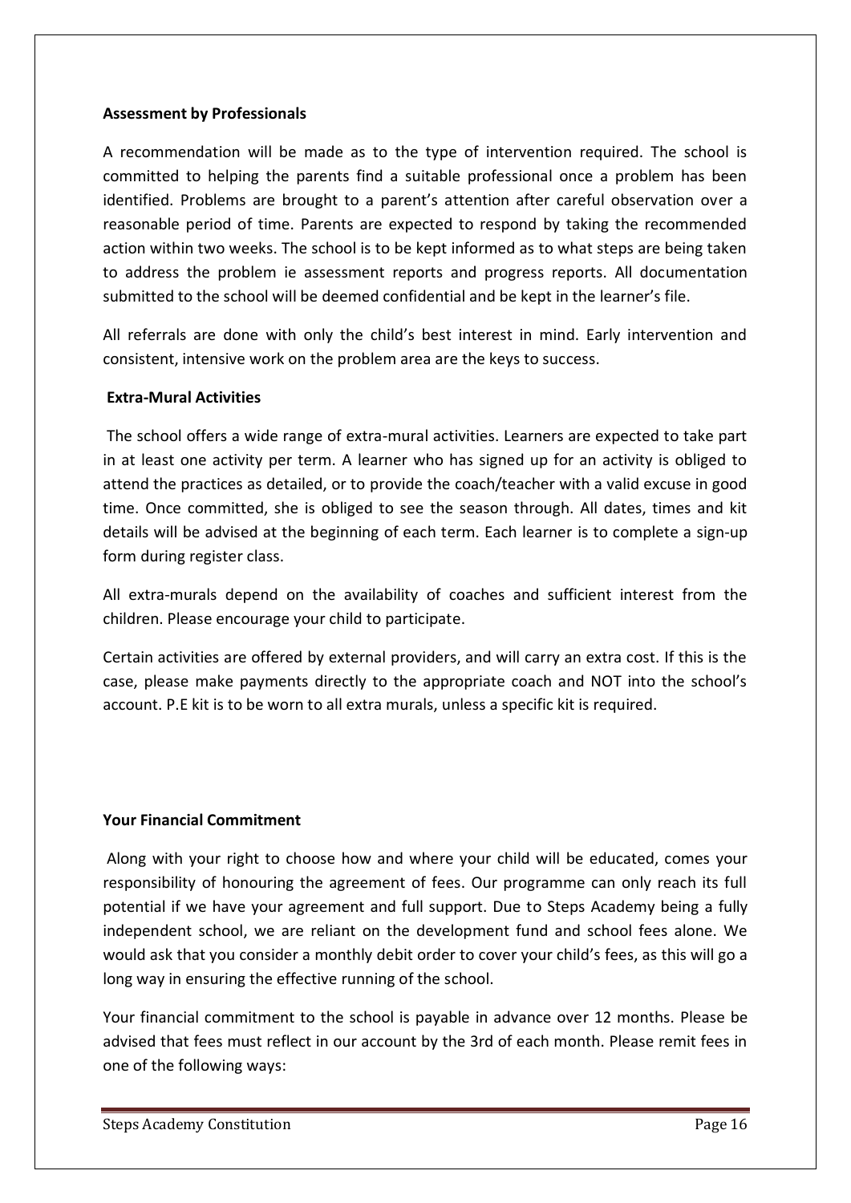**Assessment by Professionals**

A recommendation will be made as to the type of intervention required. The school is committed to helping the parents find a suitable professional once a problem has been identified. Problems are brought to a parent's attention after careful observation over a reasonable period of time. Parents are expected to respond by taking the recommended action within two weeks. The school is to be kept informed as to what steps are being taken to address the problem ie assessment reports and progress reports. All documentation submitted to the school will be deemed confidential and be kept in the learner's file.

All referrals are done with only the child's best interest in mind. Early intervention and consistent, intensive work on the problem area are the keys to success.

**Extra-Mural Activities**

The school offers a wide range of extra-mural activities. Learners are expected to take part in at least one activity per term. A learner who has signed up for an activity is obliged to attend the practices as detailed, or to provide the coach/teacher with a valid excuse in good time. Once committed, she is obliged to see the season through. All dates, times and kit details will be advised at the beginning of each term. Each learner is to complete a sign-up form during register class.

All extra-murals depend on the availability of coaches and sufficient interest from the children. Please encourage your child to participate.

Certain activities are offered by external providers, and will carry an extra cost. If this is the case, please make payments directly to the appropriate coach and NOT into the school's account. P.E kit is to be worn to all extra murals, unless a specific kit is required.

**Your Financial Commitment**

Along with your right to choose how and where your child will be educated, comes your responsibility of honouring the agreement of fees. Our programme can only reach its full potential if we have your agreement and full support. Due to Steps Academy being a fully independent school, we are reliant on the development fund and school fees alone. We would ask that you consider a monthly debit order to cover your child's fees, as this will go a long way in ensuring the effective running of the school.

Your financial commitment to the school is payable in advance over 12 months. Please be advised that fees must reflect in our account by the 3rd of each month. Please remit fees in one of the following ways: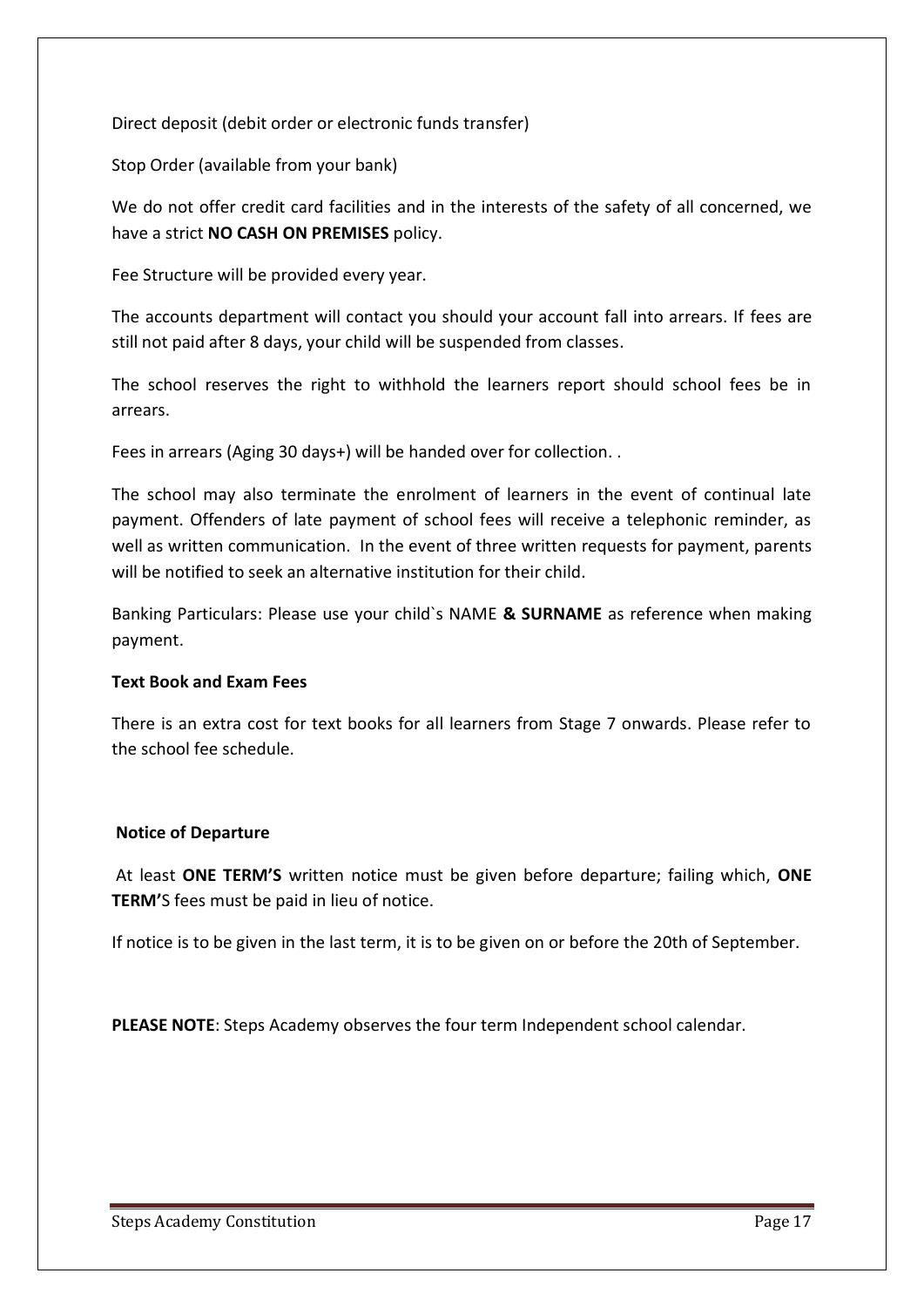Direct deposit (debit order or electronic funds transfer)

Stop Order (available from your bank)

We do not offer credit card facilities and in the interests of the safety of all concerned, we have a strict **NO CASH ON PREMISES** policy.

Fee Structure will be provided every year.

The accounts department will contact you should your account fall into arrears. If fees are still not paid after 8 days, your child will be suspended from classes.

The school reserves the right to withhold the learners report should school fees be in arrears.

Fees in arrears (Aging 30 days+) will be handed over for collection. .

The school may also terminate the enrolment of learners in the event of continual late payment. Offenders of late payment of school fees will receive a telephonic reminder, as well as written communication. In the event of three written requests for payment, parents will be notified to seek an alternative institution for their child.

Banking Particulars: Please use your child`s NAME **& SURNAME** as reference when making payment.

**Text Book and Exam Fees**

There is an extra cost for text books for all learners from Stage 7 onwards. Please refer to the school fee schedule.

**Notice of Departure**

At least **ONE TERM'S** written notice must be given before departure; failing which, **ONE TERM'**S fees must be paid in lieu of notice.

If notice is to be given in the last term, it is to be given on or before the 20th of September.

**PLEASE NOTE**: Steps Academy observes the four term Independent school calendar.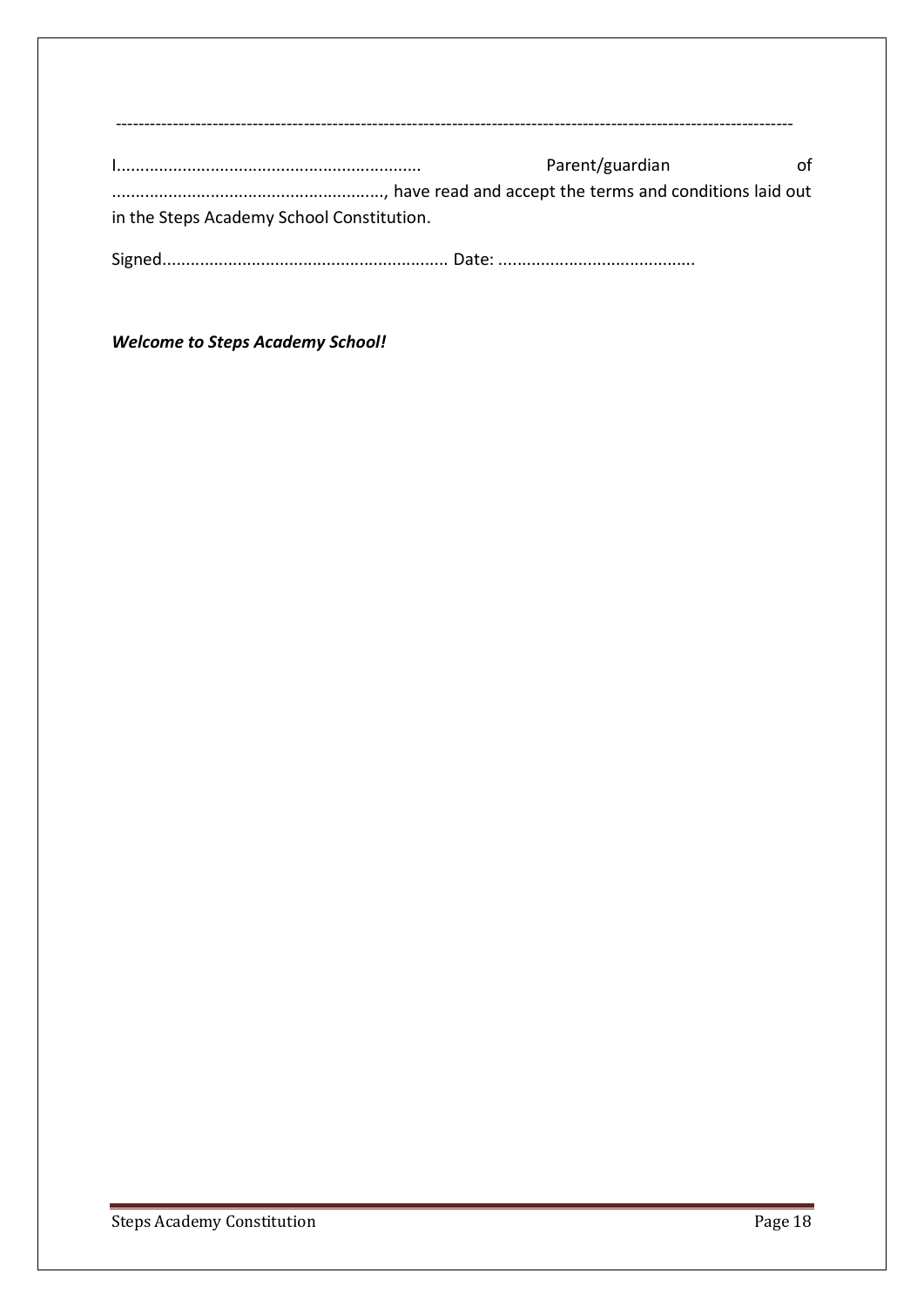---------------------------------------------------------------------------------------------------------------------

I................................................................ Parent/guardian of ........................................................, have read and accept the terms and conditions laid out in the Steps Academy School Constitution.

Signed............................................................ Date: .........................................

***Welcome to Steps Academy School!***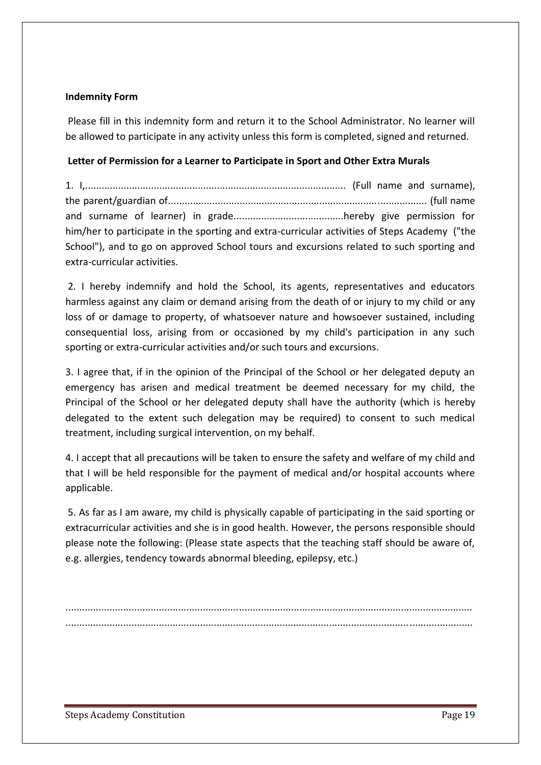**Indemnity Form**

Please fill in this indemnity form and return it to the School Administrator. No learner will be allowed to participate in any activity unless this form is completed, signed and returned.

**Letter of Permission for a Learner to Participate in Sport and Other Extra Murals**

1. I,............................................................................................ (Full name and surname), the parent/guardian of............................................................................................ (full name and surname of learner) in grade.......................................hereby give permission for him/her to participate in the sporting and extra-curricular activities of Steps Academy ("the School"), and to go on approved School tours and excursions related to such sporting and extra-curricular activities.

2. I hereby indemnify and hold the School, its agents, representatives and educators harmless against any claim or demand arising from the death of or injury to my child or any loss of or damage to property, of whatsoever nature and howsoever sustained, including consequential loss, arising from or occasioned by my child's participation in any such sporting or extra-curricular activities and/or such tours and excursions.

3. I agree that, if in the opinion of the Principal of the School or her delegated deputy an emergency has arisen and medical treatment be deemed necessary for my child, the Principal of the School or her delegated deputy shall have the authority (which is hereby delegated to the extent such delegation may be required) to consent to such medical treatment, including surgical intervention, on my behalf.

4. I accept that all precautions will be taken to ensure the safety and welfare of my child and that I will be held responsible for the payment of medical and/or hospital accounts where applicable.

5. As far as I am aware, my child is physically capable of participating in the said sporting or extracurricular activities and she is in good health. However, the persons responsible should please note the following: (Please state aspects that the teaching staff should be aware of, e.g. allergies, tendency towards abnormal bleeding, epilepsy, etc.)

.................................................................................................................................................

.................................................................................................................................................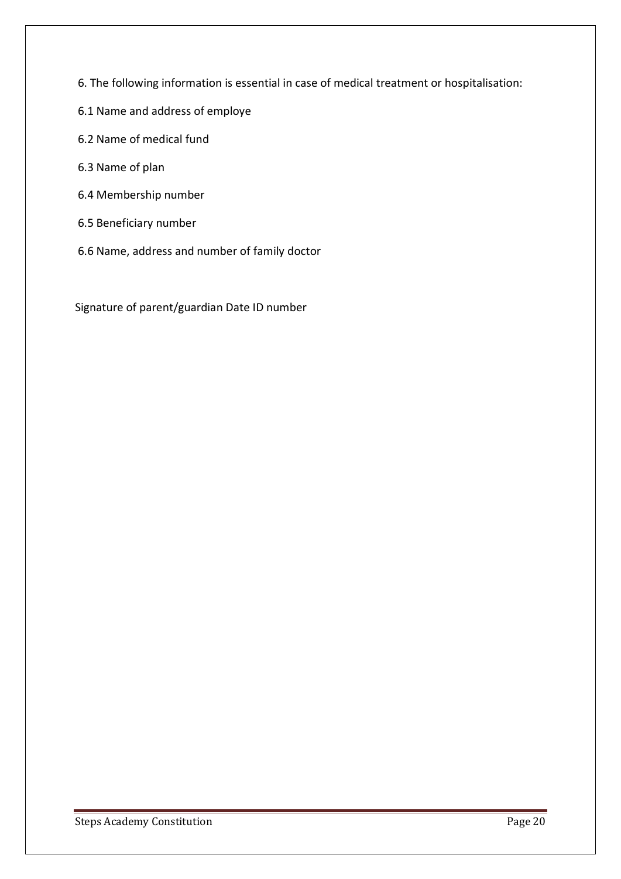6. The following information is essential in case of medical treatment or hospitalisation:

6.1 Name and address of employe

6.2 Name of medical fund

6.3 Name of plan

6.4 Membership number

6.5 Beneficiary number

6.6 Name, address and number of family doctor

Signature of parent/guardian Date ID number